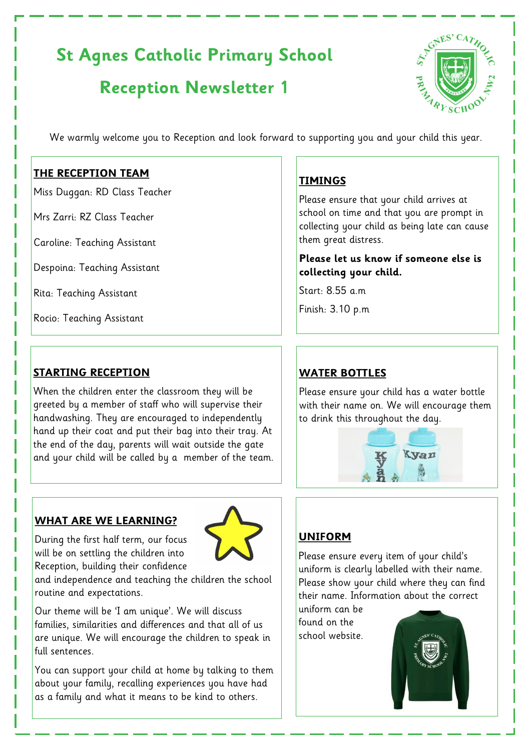# St Agnes Catholic Primary School

## Reception Newsletter 1

We warmly welcome you to Reception and look forward to supporting you and your child this year.

### THE RECEPTION TEAM

Miss Duggan: RD Class Teacher

Mrs Zarri: RZ Class Teacher

Caroline: Teaching Assistant

Despoina: Teaching Assistant

Rita: Teaching Assistant

Rocio: Teaching Assistant

### TIMINGS

Please ensure that your child arrives at school on time and that you are prompt in collecting your child as being late can cause them great distress.

**Please let us know if someone else is collecting your child.**

Start: 8.55 a.m

Finish: 3.10 p.m

### STARTING RECEPTION

When the children enter the classroom they will be greeted by a member of staff who will supervise their handwashing. They are encouraged to independently hand up their coat and put their bag into their tray. At the end of the day, parents will wait outside the gate and your child will be called by a member of the team.

### WATER BOTTLES

Please ensure your child has a water bottle with their name on. We will encourage them to drink this throughout the day.

### WHAT ARE WE LEARNING?

During the first half term, our focus will be on settling the children into Reception, building their confidence and independence and teaching the children the school routine and expectations.

Our theme will be 'I am unique'. We will discuss families, similarities and differences and that all of us are unique. We will encourage the children to speak in full sentences.

You can support your child at home by talking to them about your family, recalling experiences you have had as a family and what it means to be kind to others.

### UNIFORM

Please ensure every item of your child's uniform is clearly labelled with their name. Please show your child where they can find their name. Information about the correct uniform can be found on the school website.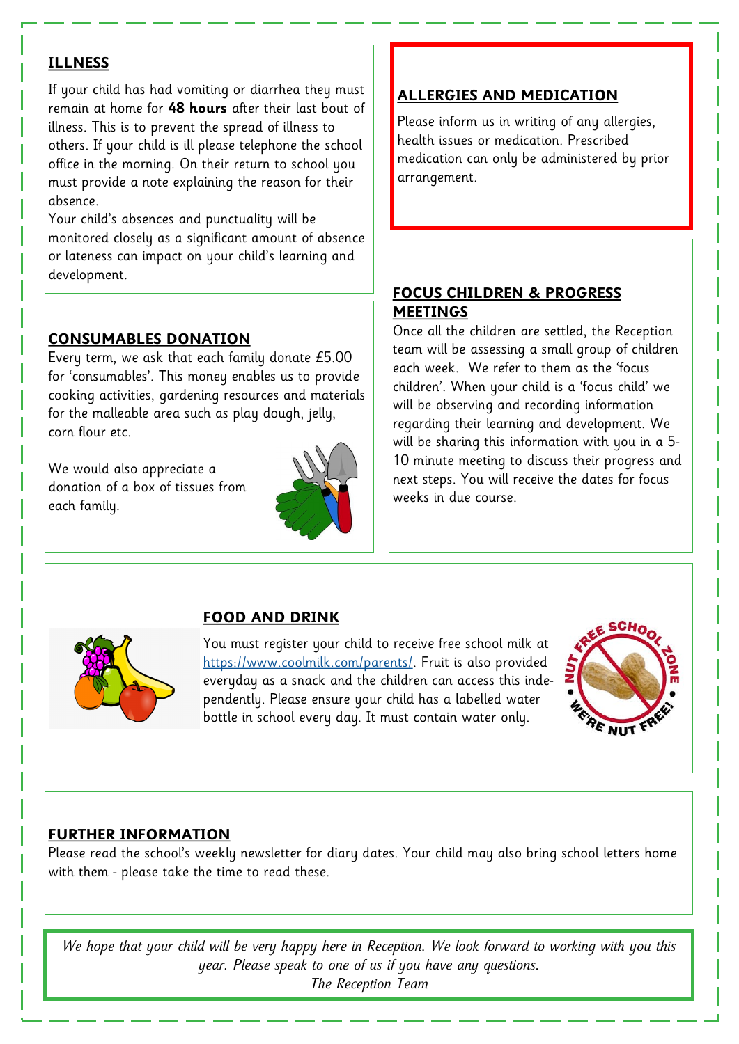## ILLNESS

If your child has had vomiting or diarrhea they must remain at home for **48 hours** after their last bout of illness. This is to prevent the spread of illness to others. If your child is ill please telephone the school office in the morning. On their return to school you must provide a note explaining the reason for their absence.

Your child's absences and punctuality will be monitored closely as a significant amount of absence or lateness can impact on your child's learning and development.

## ALLERGIES AND MEDICATION

Please inform us in writing of any allergies, health issues or medication. Prescribed medication can only be administered by prior arrangement.

## CONSUMABLES DONATION

Every term, we ask that each family donate £5.00 for 'consumables'. This money enables us to provide cooking activities, gardening resources and materials for the malleable area such as play dough, jelly, corn flour etc.

We would also appreciate a donation of a box of tissues from each family.

## FOCUS CHILDREN & PROGRESS MEETINGS

Once all the children are settled, the Reception team will be assessing a small group of children each week. We refer to them as the 'focus children'. When your child is a 'focus child' we will be observing and recording information regarding their learning and development. We will be sharing this information with you in a 5-10 minute meeting to discuss their progress and next steps. You will receive the dates for focus weeks in due course.

## FOOD AND DRINK

You must register your child to receive free school milk at https://www.coolmilk.com/parents/. Fruit is also provided everyday as a snack and the children can access this independently. Please ensure your child has a labelled water bottle in school every day. It must contain water only.

NUT FREE SCHOOL ZONE • WE'RE NUT FREE! •

## FURTHER INFORMATION

Please read the school's weekly newsletter for diary dates. Your child may also bring school letters home with them - please take the time to read these.

*We hope that your child will be very happy here in Reception. We look forward to working with you this year. Please speak to one of us if you have any questions.*
*The Reception Team*